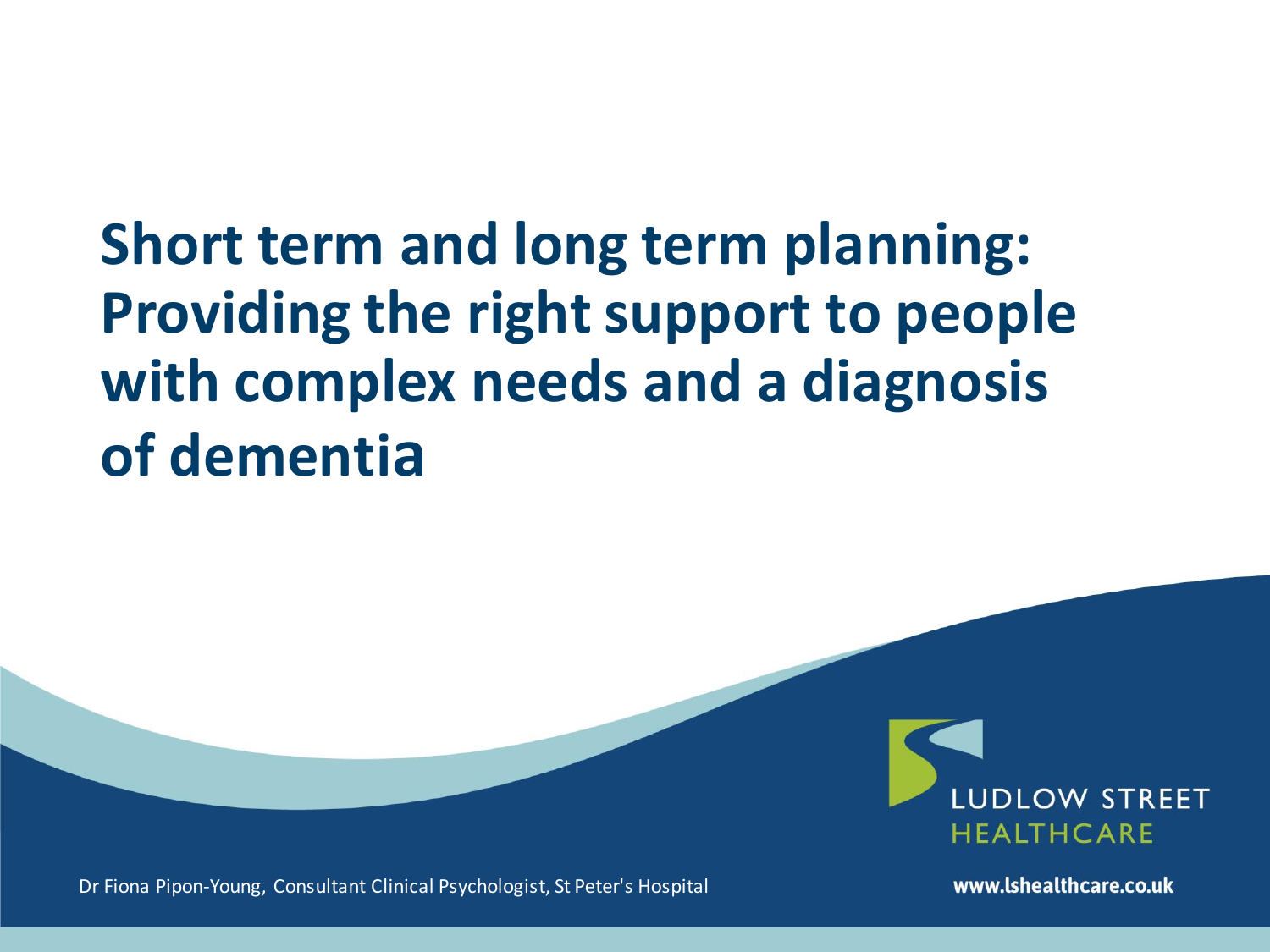# Short term and long term planning: Providing the right support to people with complex needs and a diagnosis of dementia

Dr Fiona Pipon-Young, Consultant Clinical Psychologist, St Peter's Hospital

LUDLOW STREET HEALTHCARE

www.lshealthcare.co.uk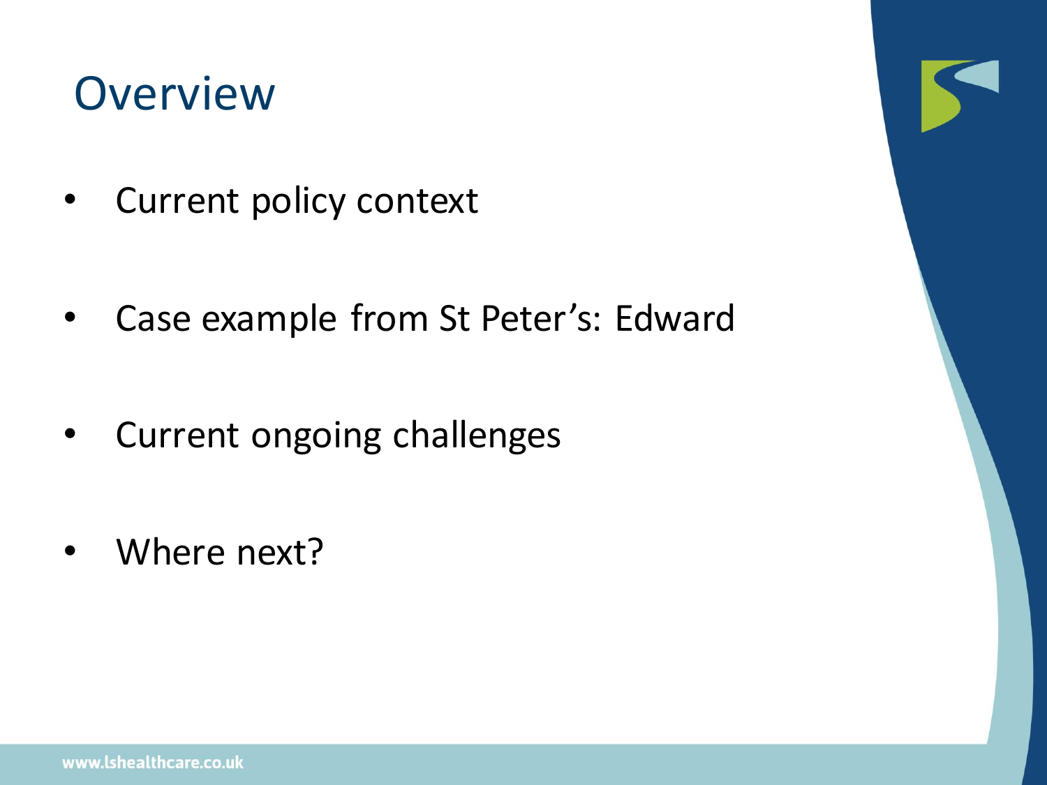# Overview

- Current policy context
- Case example from St Peter's: Edward
- Current ongoing challenges
- Where next?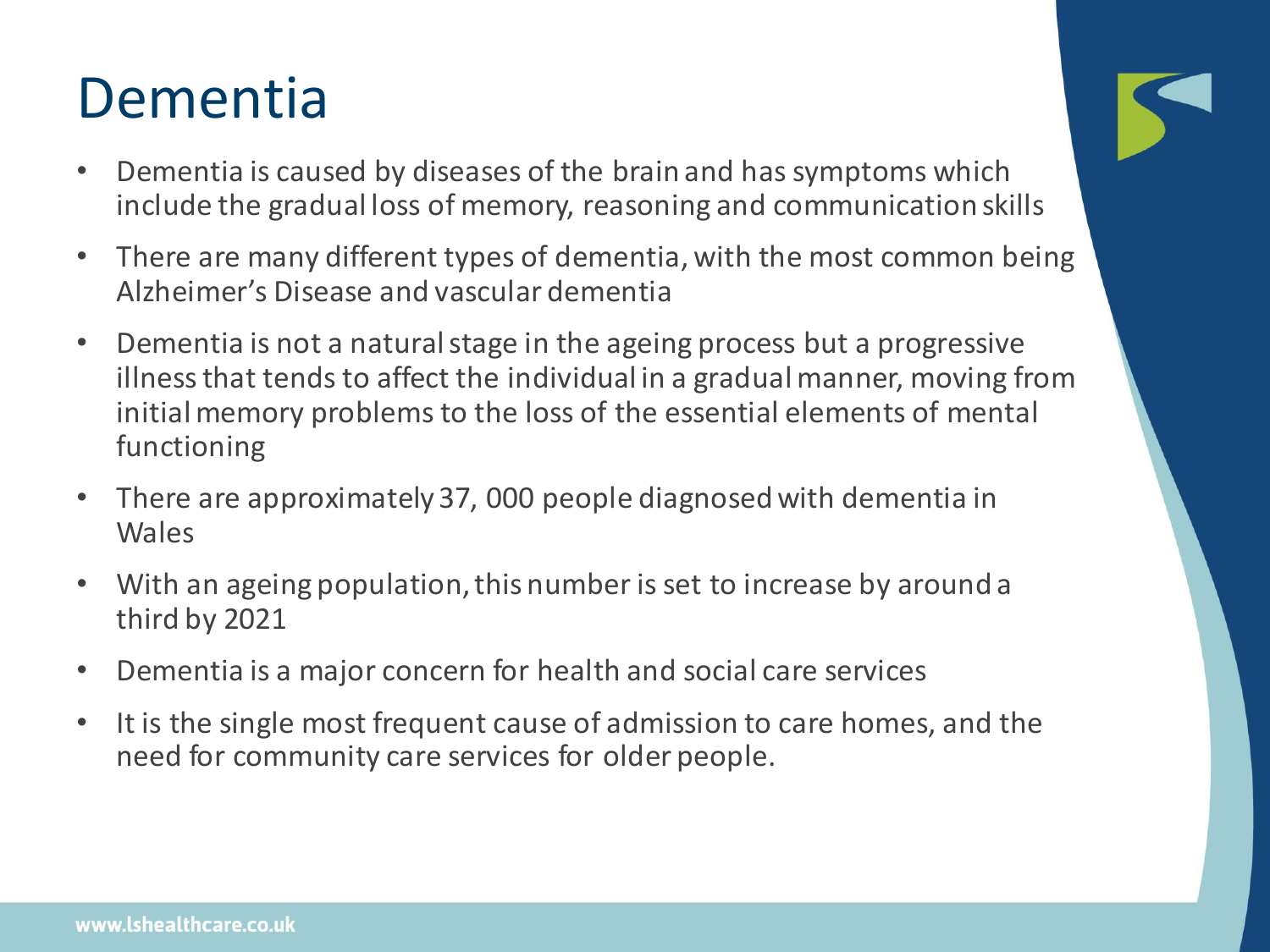# Dementia

- Dementia is caused by diseases of the brain and has symptoms which include the gradual loss of memory, reasoning and communication skills
- There are many different types of dementia, with the most common being Alzheimer's Disease and vascular dementia
- Dementia is not a natural stage in the ageing process but a progressive illness that tends to affect the individual in a gradual manner, moving from initial memory problems to the loss of the essential elements of mental functioning
- There are approximately 37, 000 people diagnosed with dementia in Wales
- With an ageing population, this number is set to increase by around a third by 2021
- Dementia is a major concern for health and social care services
- It is the single most frequent cause of admission to care homes, and the need for community care services for older people.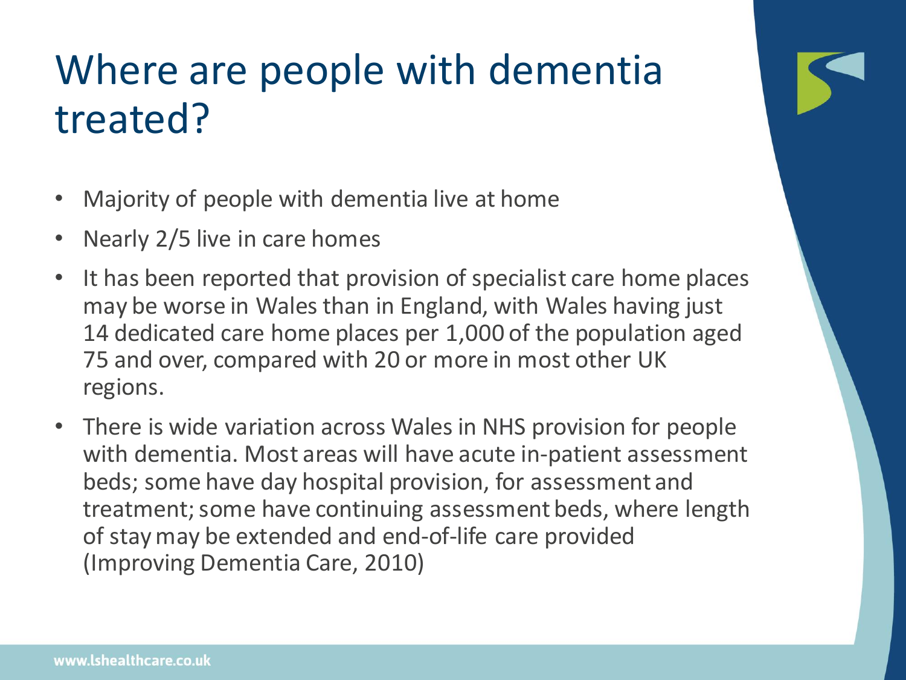# Where are people with dementia treated?

- Majority of people with dementia live at home
- Nearly 2/5 live in care homes
- It has been reported that provision of specialist care home places may be worse in Wales than in England, with Wales having just 14 dedicated care home places per 1,000 of the population aged 75 and over, compared with 20 or more in most other UK regions.
- There is wide variation across Wales in NHS provision for people with dementia. Most areas will have acute in-patient assessment beds; some have day hospital provision, for assessment and treatment; some have continuing assessment beds, where length of stay may be extended and end-of-life care provided (Improving Dementia Care, 2010)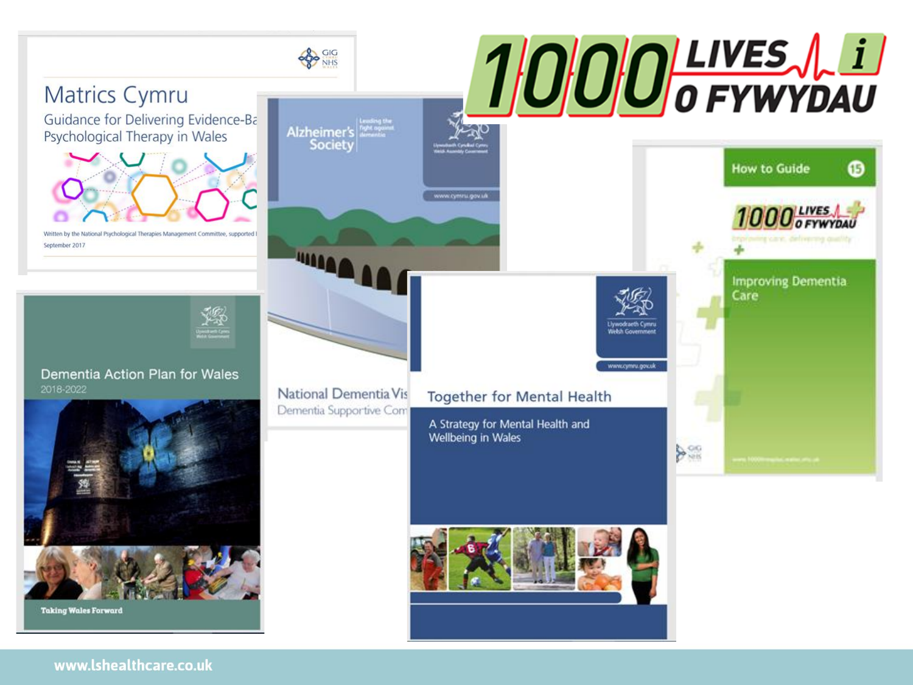Matrics Cymru

Guidance for Delivering Evidence-Ba

Psychological Therapy in Wales

Written by the National Psychological Therapies Management Committee, supported I

September 2017

Alzheimer's Society

Leading the fight against dementia

Llywodraeth Cynulliad Cymru
Welsh Assembly Government

www.cymru.gov.uk

National Dementia Vis

Dementia Supportive Com

1000 LIVES i O FYWYDAU

How to Guide 15

1000 LIVES O FYWYDAU

Improving care, delivering quality

Improving Dementia Care

Dementia Action Plan for Wales

2018-2022

Taking Wales Forward

Llywodraeth Cymru
Welsh Government

www.cymru.gov.uk

Together for Mental Health

A Strategy for Mental Health and Wellbeing in Wales

www.lshealthcare.co.uk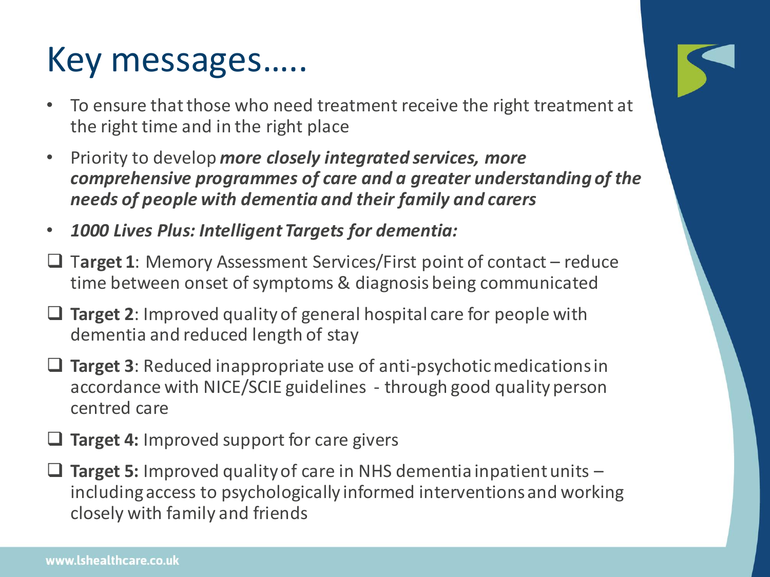# Key messages…..

- To ensure that those who need treatment receive the right treatment at the right time and in the right place
- Priority to develop ***more closely integrated services, more comprehensive programmes of care and a greater understanding of the needs of people with dementia and their family and carers***
- ***1000 Lives Plus: Intelligent Targets for dementia:***

- [ ] T**arget 1**: Memory Assessment Services/First point of contact – reduce time between onset of symptoms & diagnosis being communicated
- [ ] **Target 2**: Improved quality of general hospital care for people with dementia and reduced length of stay
- [ ] **Target 3**: Reduced inappropriate use of anti-psychotic medications in accordance with NICE/SCIE guidelines - through good quality person centred care
- [ ] **Target 4:** Improved support for care givers
- [ ] **Target 5:** Improved quality of care in NHS dementia inpatient units – including access to psychologically informed interventions and working closely with family and friends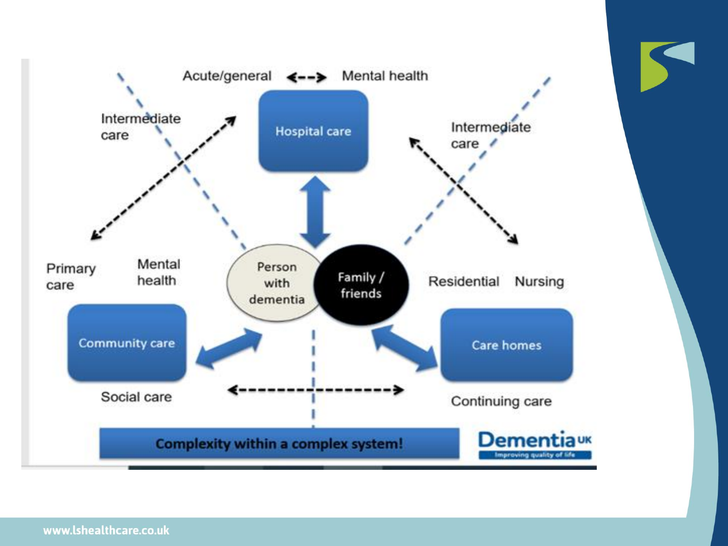Acute/general ↔ Mental health

Hospital care

Intermediate care

Intermediate care

Primary care

Mental health

Person with dementia

Family / friends

Residential

Nursing

Community care

Care homes

Social care

Continuing care

**Complexity within a complex system!**

Dementia UK

Improving quality of life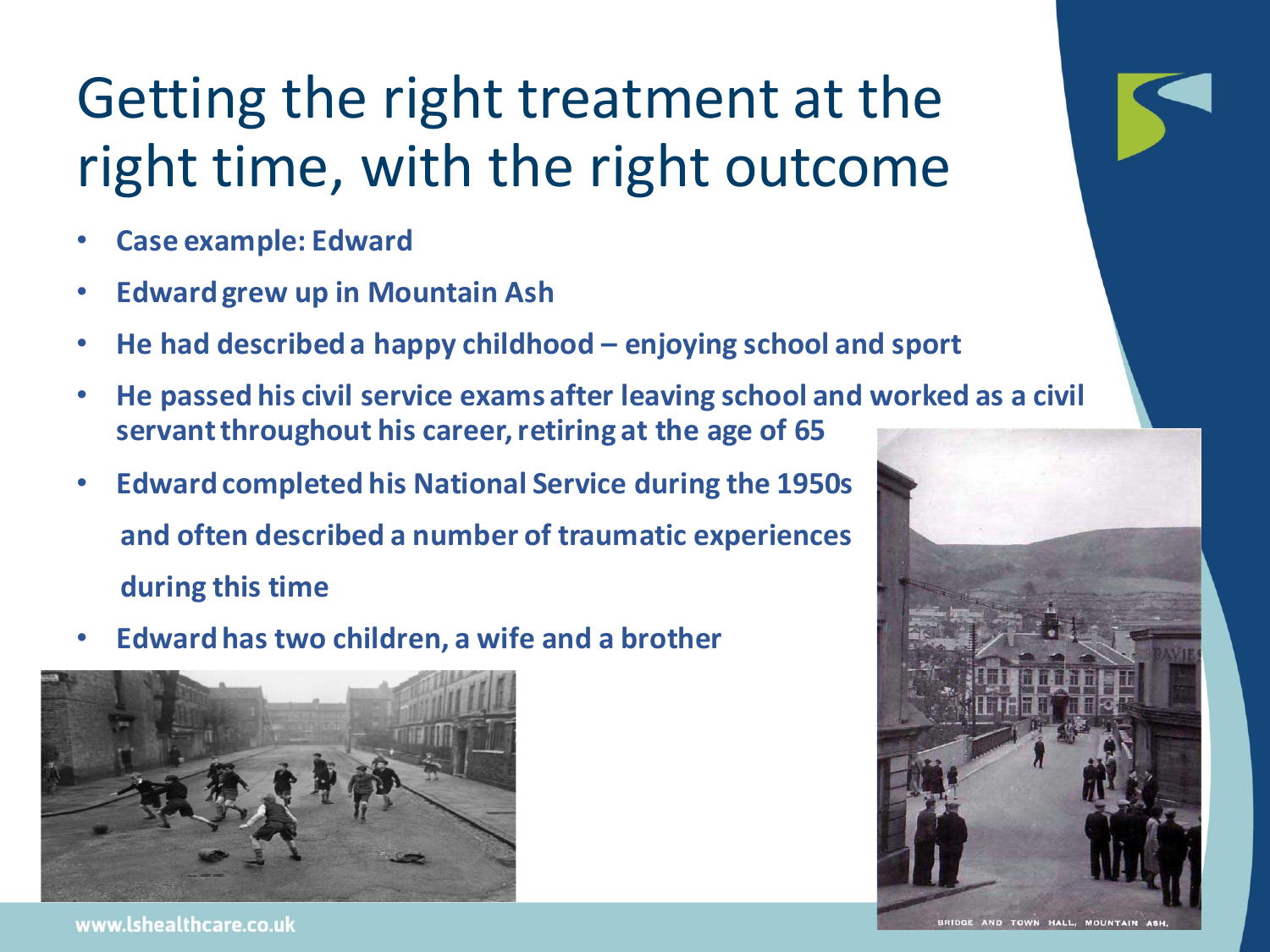# Getting the right treatment at the right time, with the right outcome

- **Case example: Edward**
- **Edward grew up in Mountain Ash**
- **He had described a happy childhood – enjoying school and sport**
- **He passed his civil service exams after leaving school and worked as a civil servant throughout his career, retiring at the age of 65**
- **Edward completed his National Service during the 1950s and often described a number of traumatic experiences during this time**
- **Edward has two children, a wife and a brother**

BRIDGE AND TOWN HALL, MOUNTAIN ASH.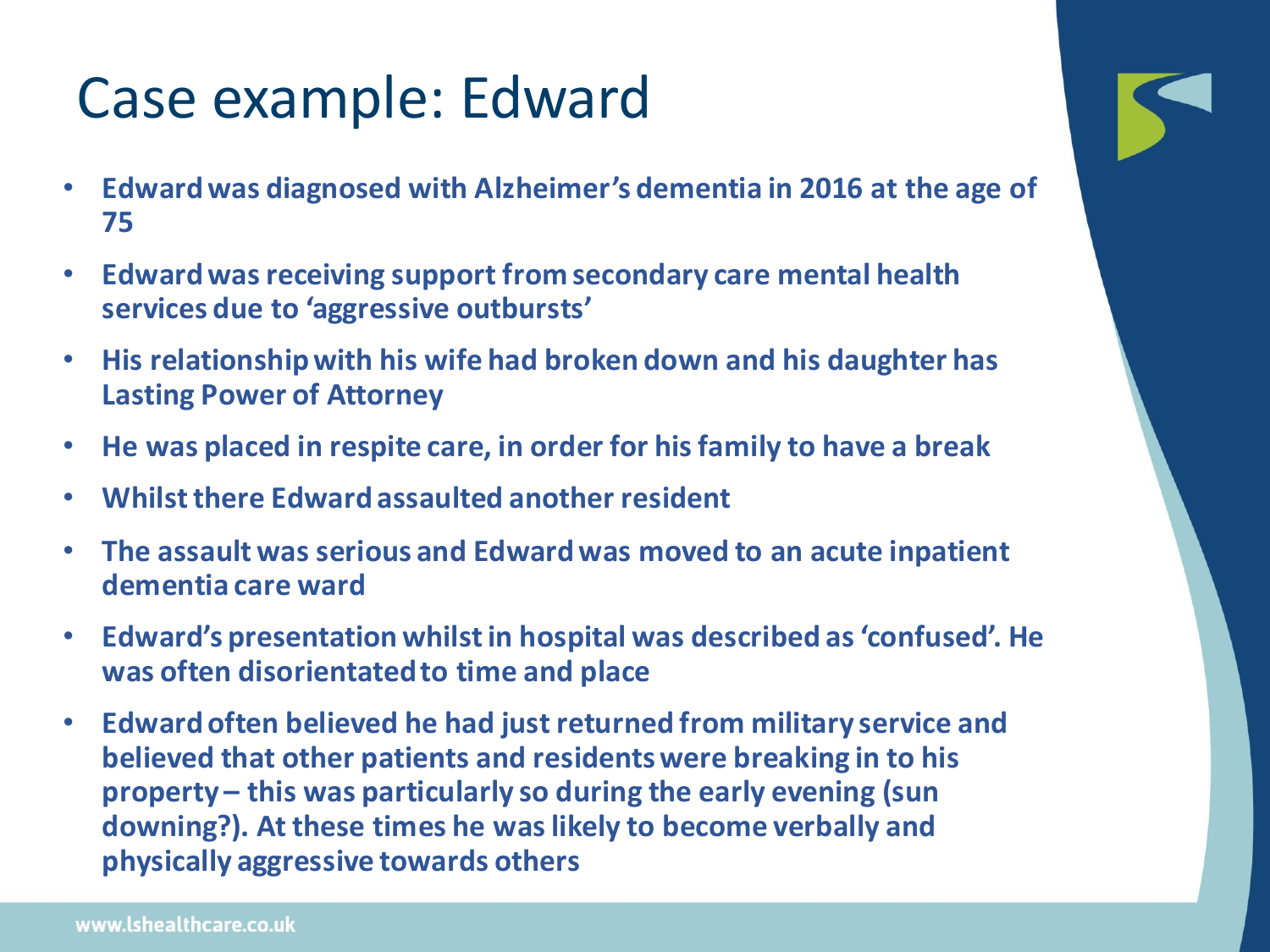# Case example: Edward

- **Edward was diagnosed with Alzheimer's dementia in 2016 at the age of 75**
- **Edward was receiving support from secondary care mental health services due to 'aggressive outbursts'**
- **His relationship with his wife had broken down and his daughter has Lasting Power of Attorney**
- **He was placed in respite care, in order for his family to have a break**
- **Whilst there Edward assaulted another resident**
- **The assault was serious and Edward was moved to an acute inpatient dementia care ward**
- **Edward's presentation whilst in hospital was described as 'confused'. He was often disorientated to time and place**
- **Edward often believed he had just returned from military service and believed that other patients and residents were breaking in to his property – this was particularly so during the early evening (sun downing?). At these times he was likely to become verbally and physically aggressive towards others**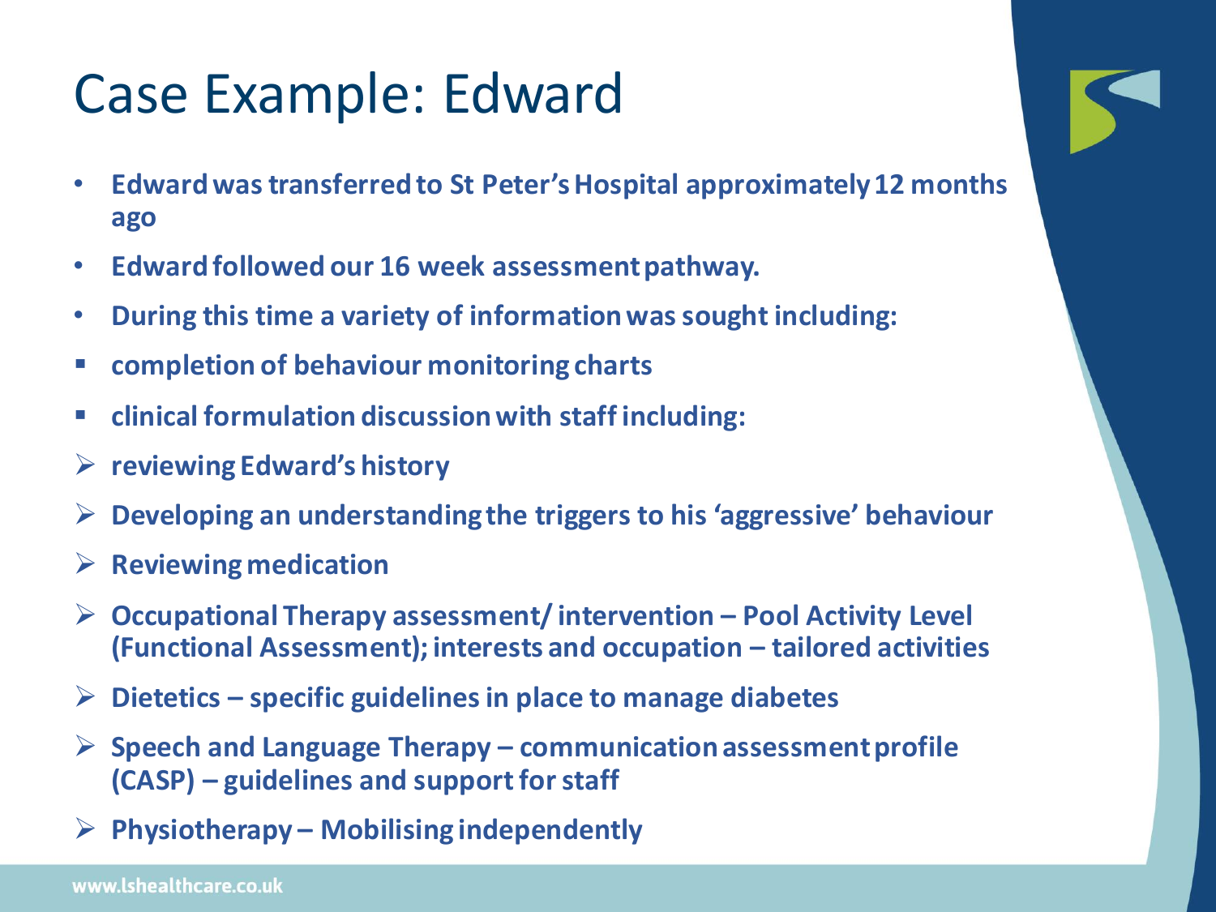# Case Example: Edward

- **Edward was transferred to St Peter's Hospital approximately 12 months ago**
- **Edward followed our 16 week assessment pathway.**
- **During this time a variety of information was sought including:**
  - **completion of behaviour monitoring charts**
  - **clinical formulation discussion with staff including:**
    - **reviewing Edward's history**
    - **Developing an understanding the triggers to his 'aggressive' behaviour**
    - **Reviewing medication**
    - **Occupational Therapy assessment/ intervention – Pool Activity Level (Functional Assessment); interests and occupation – tailored activities**
    - **Dietetics – specific guidelines in place to manage diabetes**
    - **Speech and Language Therapy – communication assessment profile (CASP) – guidelines and support for staff**
    - **Physiotherapy – Mobilising independently**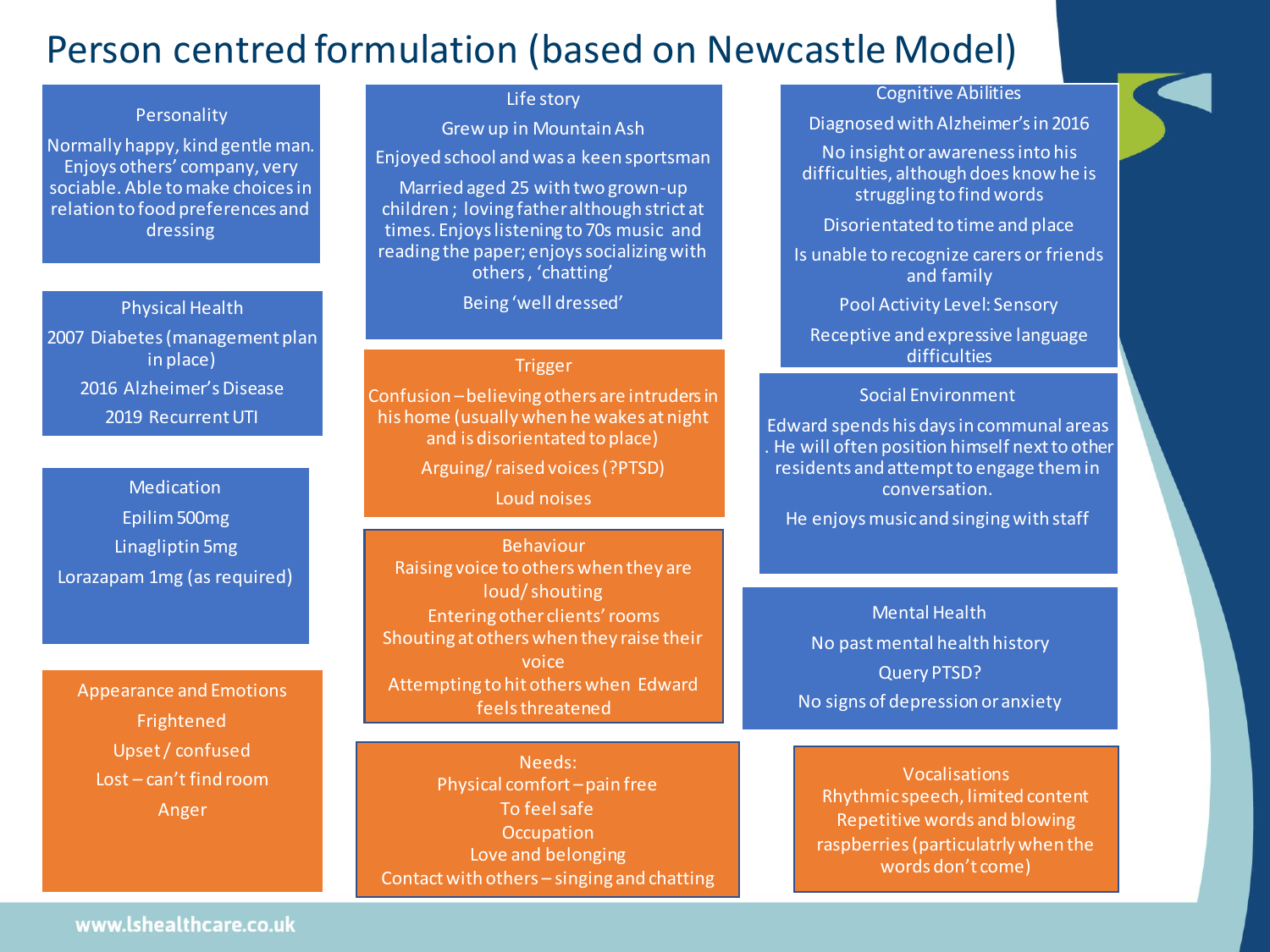# Person centred formulation (based on Newcastle Model)

## Personality

Normally happy, kind gentle man. Enjoys others' company, very sociable. Able to make choices in relation to food preferences and dressing

## Physical Health

2007 Diabetes (management plan in place)

2016 Alzheimer's Disease

2019 Recurrent UTI

## Medication

Epilim 500mg

Linagliptin 5mg

Lorazapam 1mg (as required)

## Appearance and Emotions

Frightened

Upset / confused

Lost – can't find room

Anger

## Life story

Grew up in Mountain Ash

Enjoyed school and was a keen sportsman

Married aged 25 with two grown-up children ; loving father although strict at times. Enjoys listening to 70s music and reading the paper; enjoys socializing with others , 'chatting'

Being 'well dressed'

## Trigger

Confusion – believing others are intruders in his home (usually when he wakes at night and is disorientated to place)

Arguing/ raised voices (?PTSD)

Loud noises

## Behaviour

Raising voice to others when they are loud/ shouting

Entering other clients' rooms

Shouting at others when they raise their voice

Attempting to hit others when Edward feels threatened

## Needs:

Physical comfort – pain free

To feel safe

Occupation

Love and belonging

Contact with others – singing and chatting

## Cognitive Abilities

Diagnosed with Alzheimer's in 2016

No insight or awareness into his difficulties, although does know he is struggling to find words

Disorientated to time and place

Is unable to recognize carers or friends and family

Pool Activity Level: Sensory

Receptive and expressive language difficulties

## Social Environment

Edward spends his days in communal areas . He will often position himself next to other residents and attempt to engage them in conversation.

He enjoys music and singing with staff

## Mental Health

No past mental health history

Query PTSD?

No signs of depression or anxiety

## Vocalisations

Rhythmic speech, limited content

Repetitive words and blowing raspberries (particulatrly when the words don't come)

www.lshealthcare.co.uk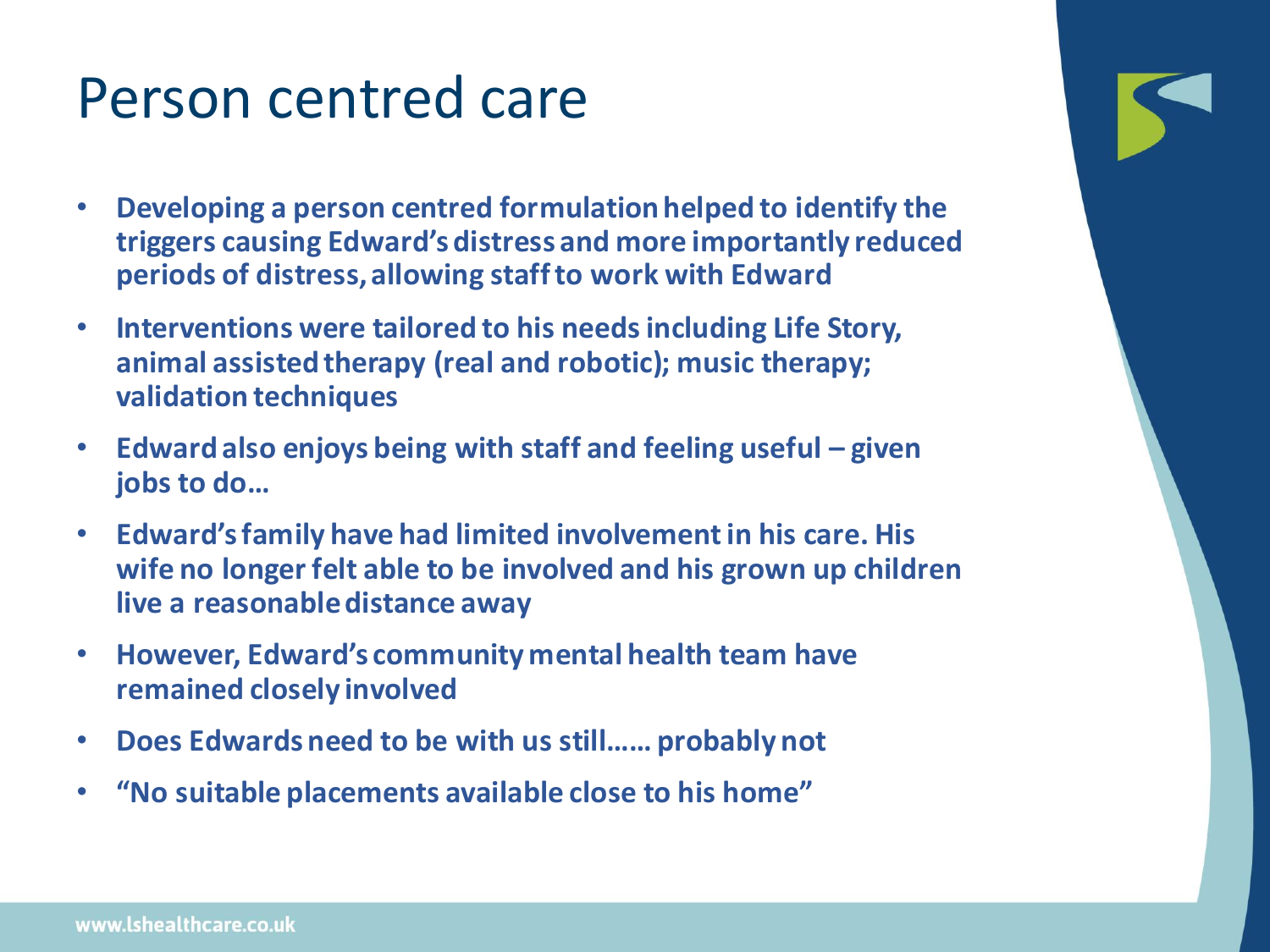# Person centred care

- **Developing a person centred formulation helped to identify the triggers causing Edward's distress and more importantly reduced periods of distress, allowing staff to work with Edward**
- **Interventions were tailored to his needs including Life Story, animal assisted therapy (real and robotic); music therapy; validation techniques**
- **Edward also enjoys being with staff and feeling useful – given jobs to do…**
- **Edward's family have had limited involvement in his care. His wife no longer felt able to be involved and his grown up children live a reasonable distance away**
- **However, Edward's community mental health team have remained closely involved**
- **Does Edwards need to be with us still…… probably not**
- **"No suitable placements available close to his home"**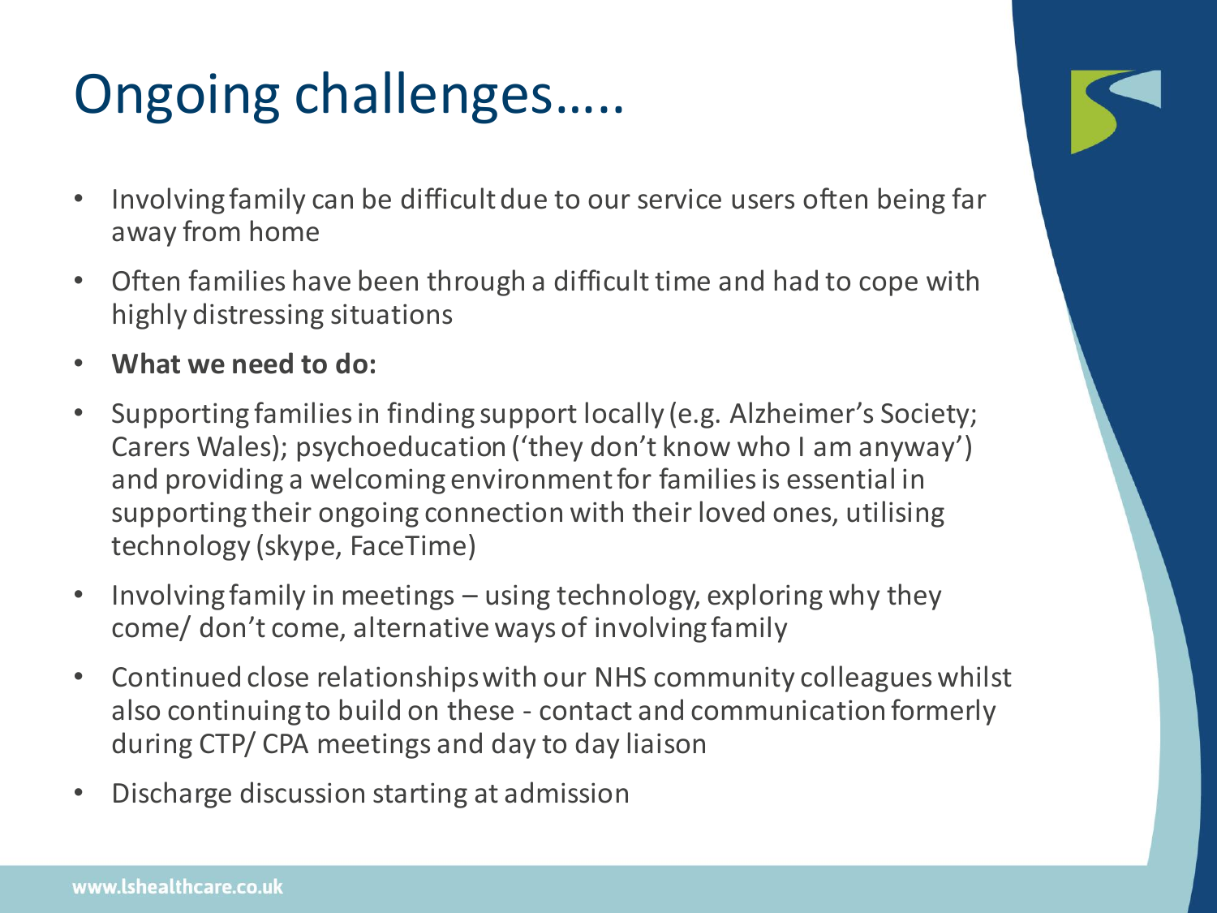# Ongoing challenges…..

- Involving family can be difficult due to our service users often being far away from home
- Often families have been through a difficult time and had to cope with highly distressing situations
- **What we need to do:**
- Supporting families in finding support locally (e.g. Alzheimer's Society; Carers Wales); psychoeducation ('they don't know who I am anyway') and providing a welcoming environment for families is essential in supporting their ongoing connection with their loved ones, utilising technology (skype, FaceTime)
- Involving family in meetings – using technology, exploring why they come/ don't come, alternative ways of involving family
- Continued close relationships with our NHS community colleagues whilst also continuing to build on these - contact and communication formerly during CTP/ CPA meetings and day to day liaison
- Discharge discussion starting at admission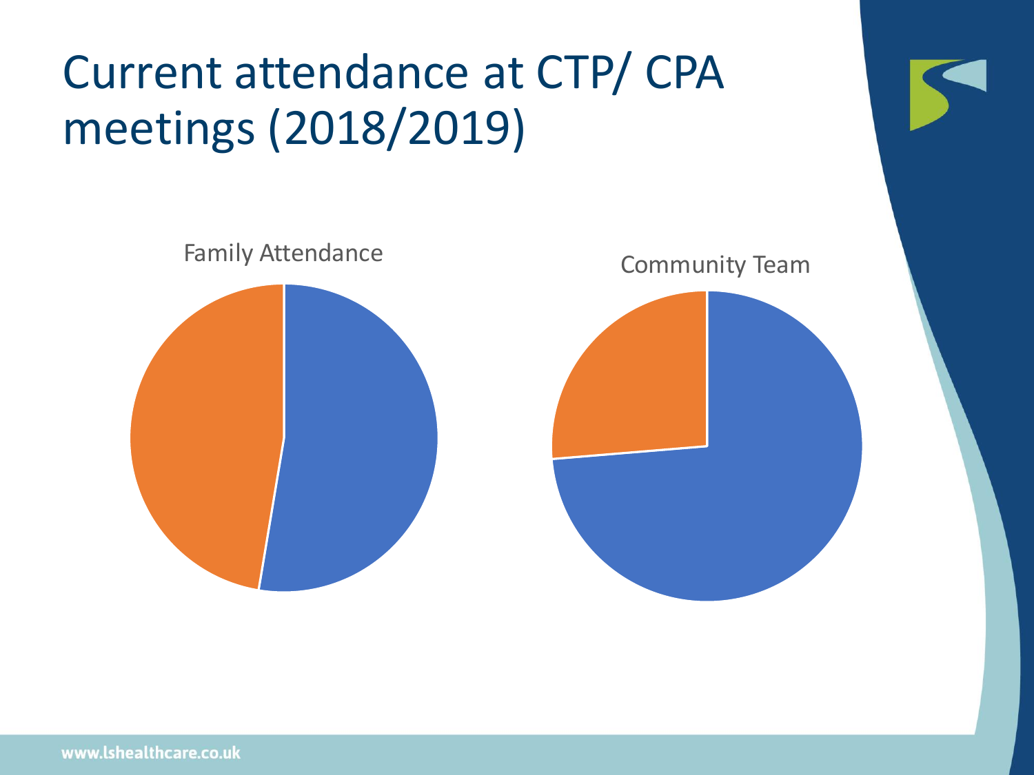# Current attendance at CTP/ CPA meetings (2018/2019)

Family Attendance

Community Team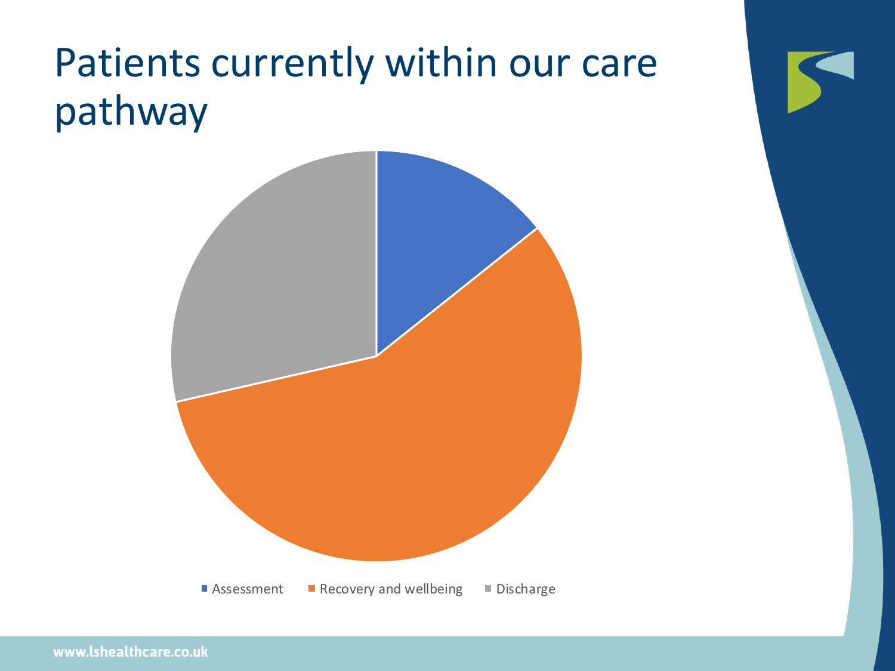# Patients currently within our care pathway

Assessment · Recovery and wellbeing · Discharge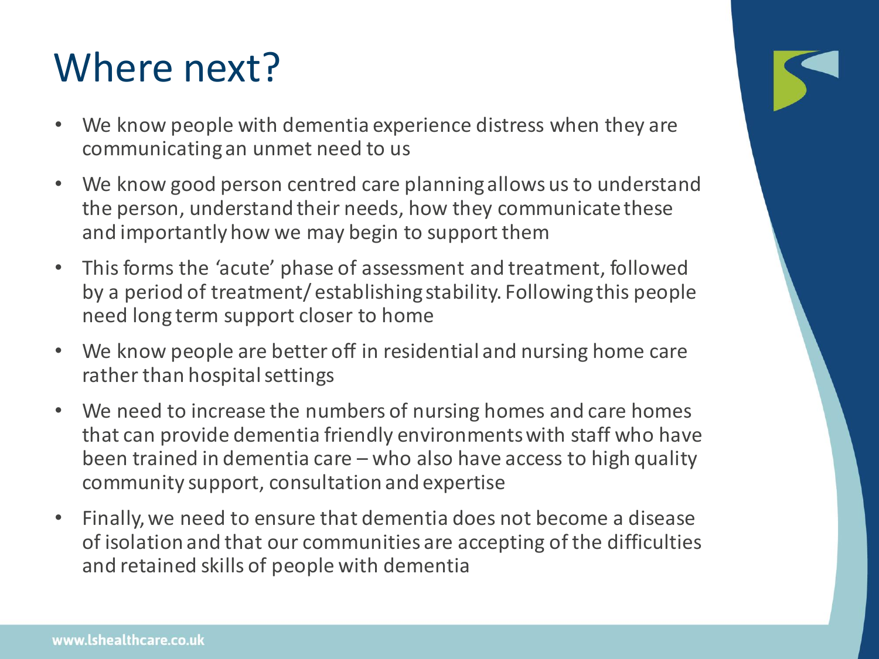# Where next?

- We know people with dementia experience distress when they are communicating an unmet need to us
- We know good person centred care planning allows us to understand the person, understand their needs, how they communicate these and importantly how we may begin to support them
- This forms the 'acute' phase of assessment and treatment, followed by a period of treatment/ establishing stability. Following this people need long term support closer to home
- We know people are better off in residential and nursing home care rather than hospital settings
- We need to increase the numbers of nursing homes and care homes that can provide dementia friendly environments with staff who have been trained in dementia care – who also have access to high quality community support, consultation and expertise
- Finally, we need to ensure that dementia does not become a disease of isolation and that our communities are accepting of the difficulties and retained skills of people with dementia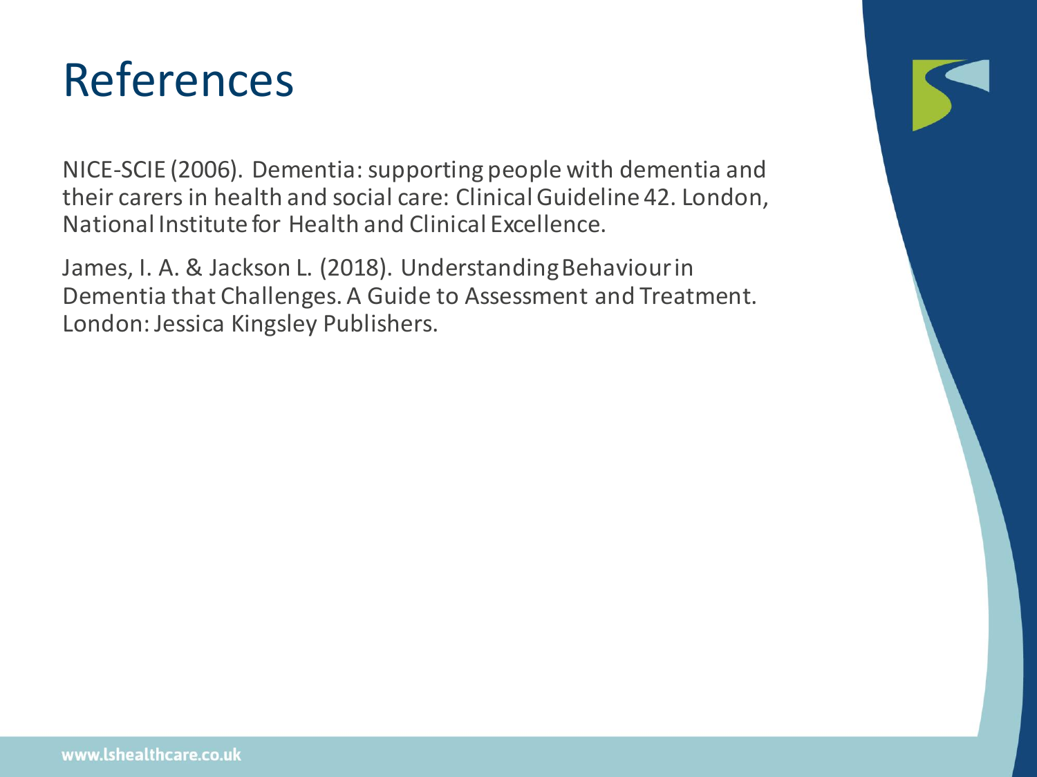# References

NICE-SCIE (2006). Dementia: supporting people with dementia and their carers in health and social care: Clinical Guideline 42. London, National Institute for Health and Clinical Excellence.

James, I. A. & Jackson L. (2018). Understanding Behaviour in Dementia that Challenges. A Guide to Assessment and Treatment. London: Jessica Kingsley Publishers.